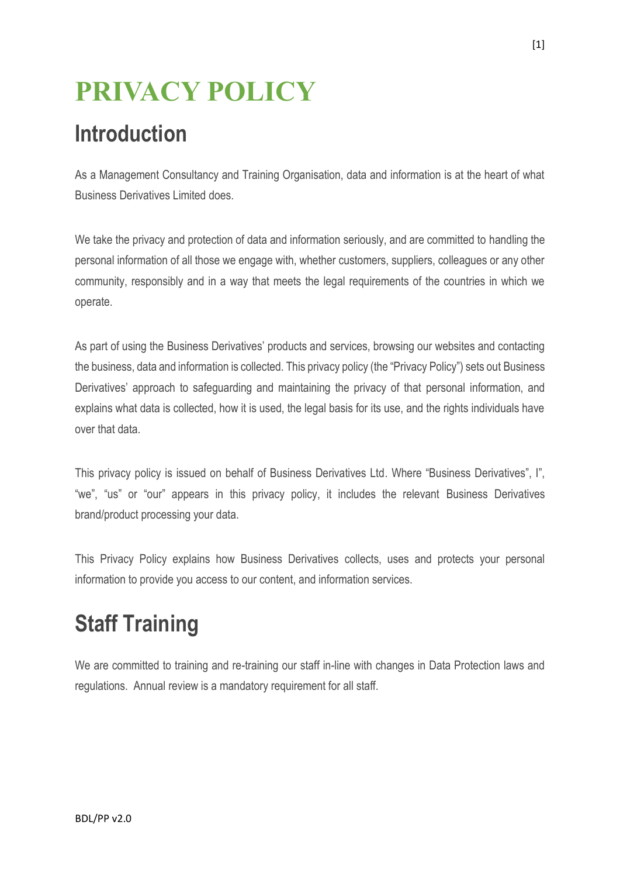# PRIVACY POLICY

## Introduction

As a Management Consultancy and Training Organisation, data and information is at the heart of what Business Derivatives Limited does.

We take the privacy and protection of data and information seriously, and are committed to handling the personal information of all those we engage with, whether customers, suppliers, colleagues or any other community, responsibly and in a way that meets the legal requirements of the countries in which we operate.

As part of using the Business Derivatives' products and services, browsing our websites and contacting the business, data and information is collected. This privacy policy (the "Privacy Policy") sets out Business Derivatives' approach to safeguarding and maintaining the privacy of that personal information, and explains what data is collected, how it is used, the legal basis for its use, and the rights individuals have over that data.

This privacy policy is issued on behalf of Business Derivatives Ltd. Where "Business Derivatives", I", "we", "us" or "our" appears in this privacy policy, it includes the relevant Business Derivatives brand/product processing your data.

This Privacy Policy explains how Business Derivatives collects, uses and protects your personal information to provide you access to our content, and information services.

## Staff Training

We are committed to training and re-training our staff in-line with changes in Data Protection laws and regulations. Annual review is a mandatory requirement for all staff.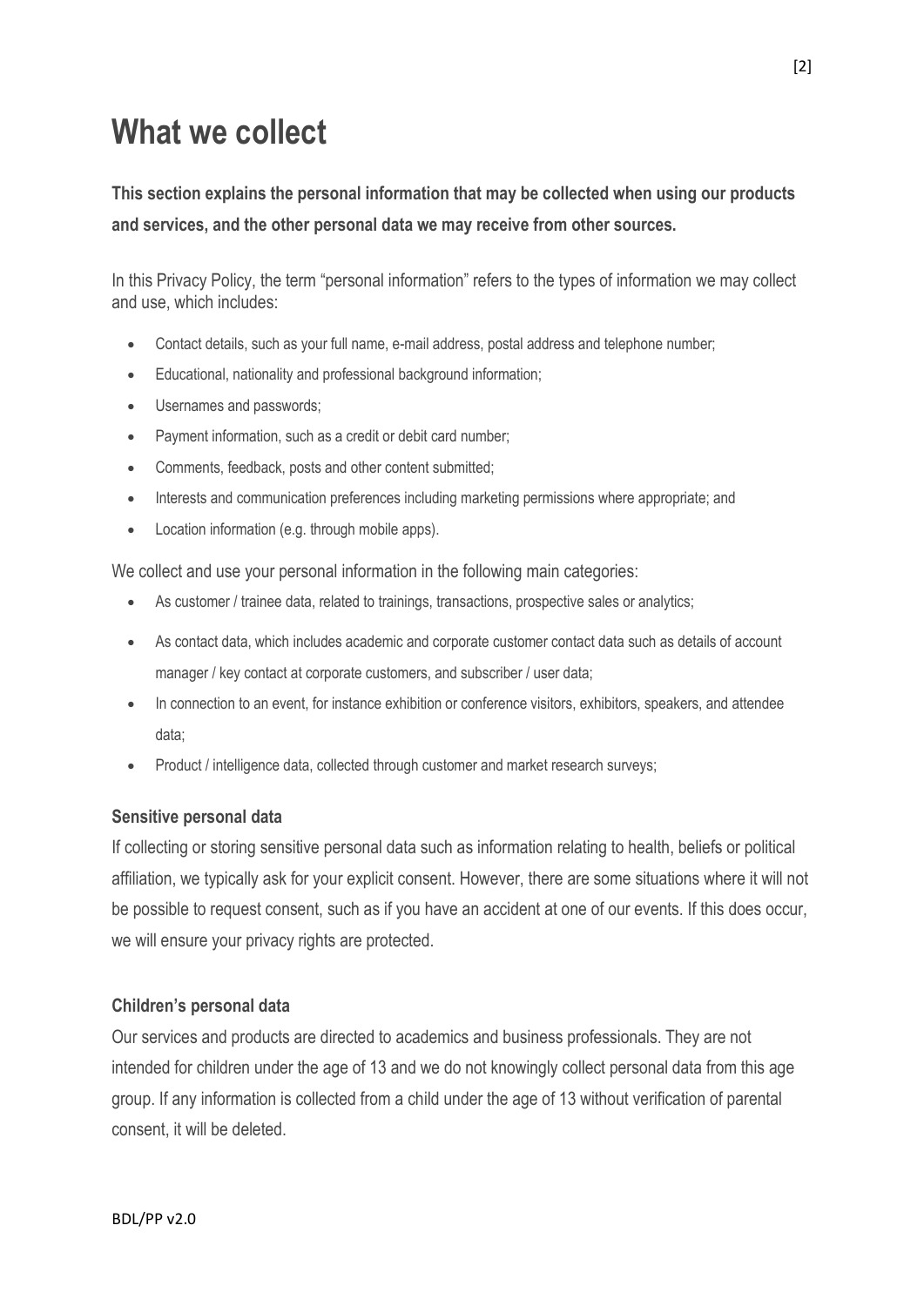# What we collect

**This section explains the personal information that may be collected when using our products and services, and the other personal data we may receive from other sources.**

In this Privacy Policy, the term "personal information" refers to the types of information we may collect and use, which includes:

- Contact details, such as your full name, e-mail address, postal address and telephone number;
- Educational, nationality and professional background information;
- Usernames and passwords;
- Payment information, such as a credit or debit card number;
- Comments, feedback, posts and other content submitted;
- Interests and communication preferences including marketing permissions where appropriate; and
- Location information (e.g. through mobile apps).

We collect and use your personal information in the following main categories:

- As customer / trainee data, related to trainings, transactions, prospective sales or analytics;
- As contact data, which includes academic and corporate customer contact data such as details of account manager / key contact at corporate customers, and subscriber / user data;
- In connection to an event, for instance exhibition or conference visitors, exhibitors, speakers, and attendee data;
- Product / intelligence data, collected through customer and market research surveys;

### Sensitive personal data

If collecting or storing sensitive personal data such as information relating to health, beliefs or political affiliation, we typically ask for your explicit consent. However, there are some situations where it will not be possible to request consent, such as if you have an accident at one of our events. If this does occur, we will ensure your privacy rights are protected.

### Children's personal data

Our services and products are directed to academics and business professionals. They are not intended for children under the age of 13 and we do not knowingly collect personal data from this age group. If any information is collected from a child under the age of 13 without verification of parental consent, it will be deleted.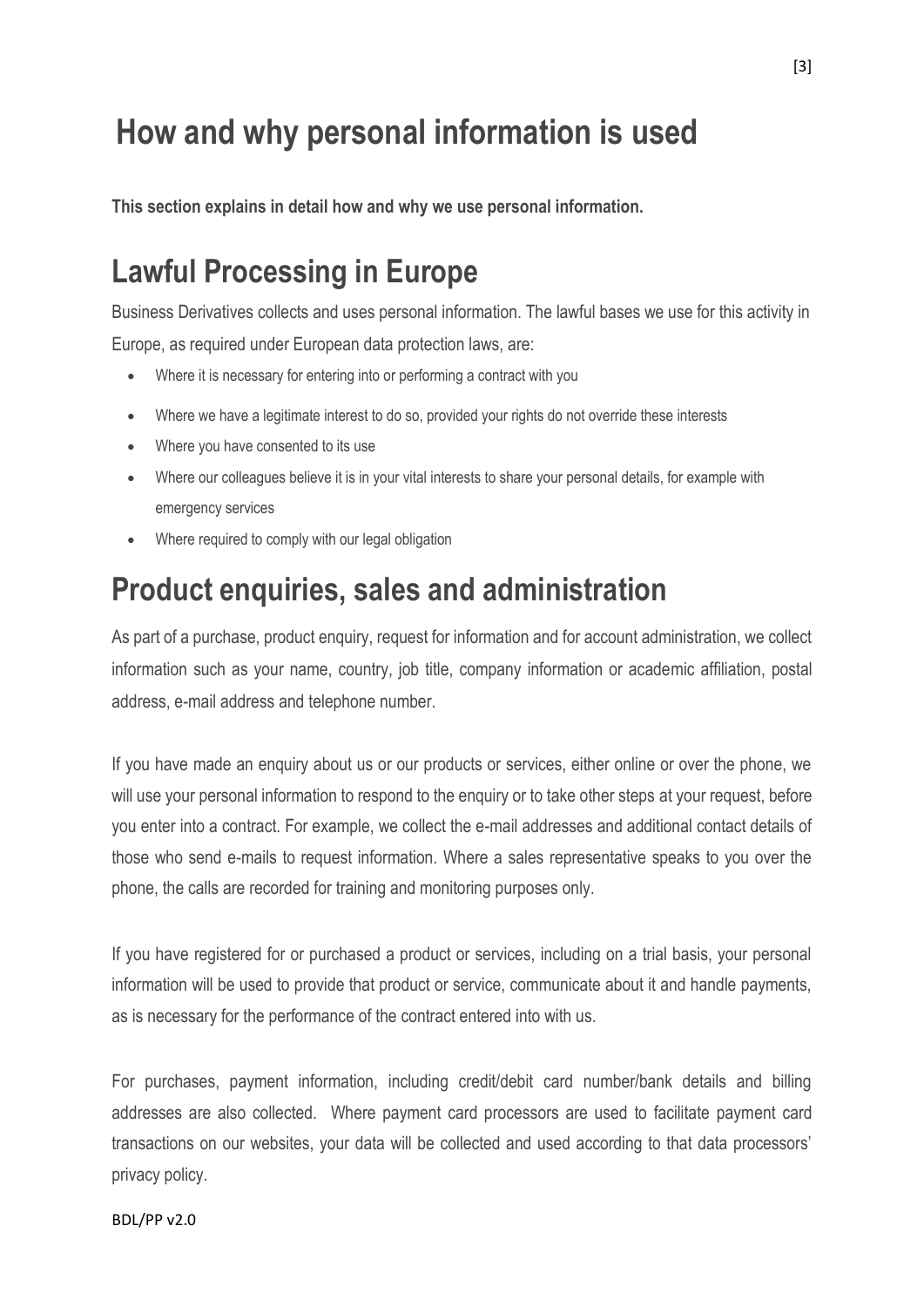# How and why personal information is used

**This section explains in detail how and why we use personal information.**

## Lawful Processing in Europe

Business Derivatives collects and uses personal information. The lawful bases we use for this activity in Europe, as required under European data protection laws, are:

- Where it is necessary for entering into or performing a contract with you
- Where we have a legitimate interest to do so, provided your rights do not override these interests
- Where you have consented to its use
- Where our colleagues believe it is in your vital interests to share your personal details, for example with emergency services
- Where required to comply with our legal obligation

## Product enquiries, sales and administration

As part of a purchase, product enquiry, request for information and for account administration, we collect information such as your name, country, job title, company information or academic affiliation, postal address, e-mail address and telephone number.

If you have made an enquiry about us or our products or services, either online or over the phone, we will use your personal information to respond to the enquiry or to take other steps at your request, before you enter into a contract. For example, we collect the e-mail addresses and additional contact details of those who send e-mails to request information. Where a sales representative speaks to you over the phone, the calls are recorded for training and monitoring purposes only.

If you have registered for or purchased a product or services, including on a trial basis, your personal information will be used to provide that product or service, communicate about it and handle payments, as is necessary for the performance of the contract entered into with us.

For purchases, payment information, including credit/debit card number/bank details and billing addresses are also collected. Where payment card processors are used to facilitate payment card transactions on our websites, your data will be collected and used according to that data processors' privacy policy.

BDL/PP v2.0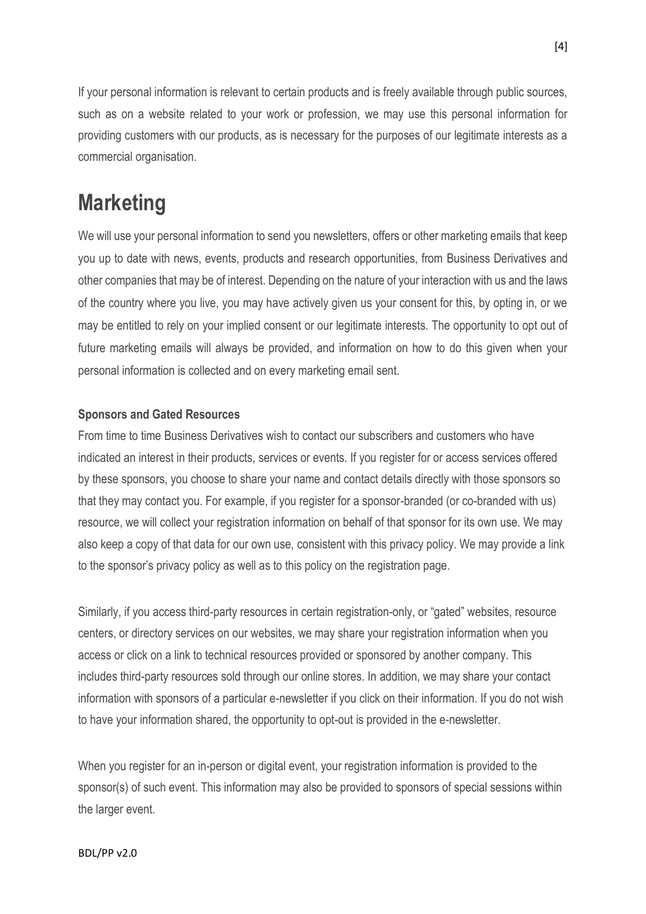If your personal information is relevant to certain products and is freely available through public sources, such as on a website related to your work or profession, we may use this personal information for providing customers with our products, as is necessary for the purposes of our legitimate interests as a commercial organisation.

# Marketing

We will use your personal information to send you newsletters, offers or other marketing emails that keep you up to date with news, events, products and research opportunities, from Business Derivatives and other companies that may be of interest. Depending on the nature of your interaction with us and the laws of the country where you live, you may have actively given us your consent for this, by opting in, or we may be entitled to rely on your implied consent or our legitimate interests. The opportunity to opt out of future marketing emails will always be provided, and information on how to do this given when your personal information is collected and on every marketing email sent.

**Sponsors and Gated Resources**

From time to time Business Derivatives wish to contact our subscribers and customers who have indicated an interest in their products, services or events. If you register for or access services offered by these sponsors, you choose to share your name and contact details directly with those sponsors so that they may contact you. For example, if you register for a sponsor-branded (or co-branded with us) resource, we will collect your registration information on behalf of that sponsor for its own use. We may also keep a copy of that data for our own use, consistent with this privacy policy. We may provide a link to the sponsor's privacy policy as well as to this policy on the registration page.

Similarly, if you access third-party resources in certain registration-only, or "gated" websites, resource centers, or directory services on our websites, we may share your registration information when you access or click on a link to technical resources provided or sponsored by another company. This includes third-party resources sold through our online stores. In addition, we may share your contact information with sponsors of a particular e-newsletter if you click on their information. If you do not wish to have your information shared, the opportunity to opt-out is provided in the e-newsletter.

When you register for an in-person or digital event, your registration information is provided to the sponsor(s) of such event. This information may also be provided to sponsors of special sessions within the larger event.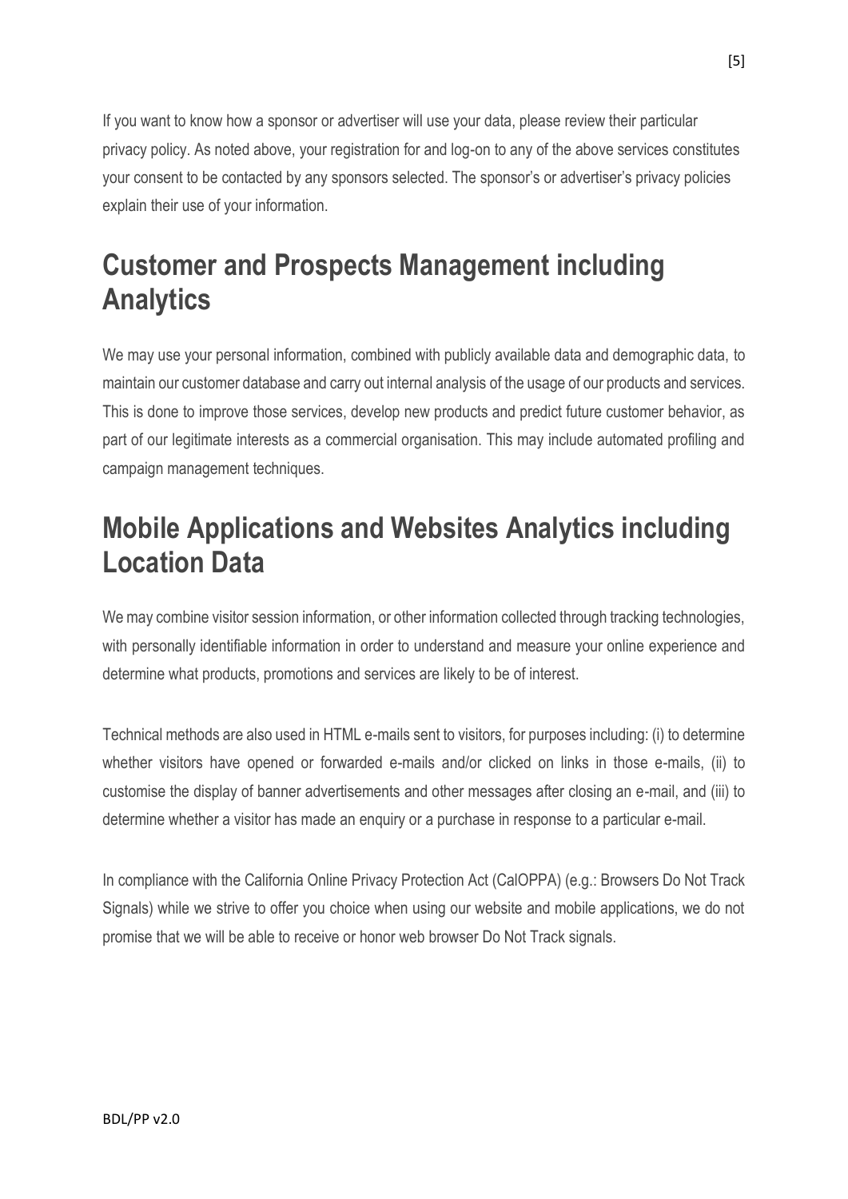If you want to know how a sponsor or advertiser will use your data, please review their particular privacy policy. As noted above, your registration for and log-on to any of the above services constitutes your consent to be contacted by any sponsors selected. The sponsor's or advertiser's privacy policies explain their use of your information.

## Customer and Prospects Management including Analytics

We may use your personal information, combined with publicly available data and demographic data, to maintain our customer database and carry out internal analysis of the usage of our products and services. This is done to improve those services, develop new products and predict future customer behavior, as part of our legitimate interests as a commercial organisation. This may include automated profiling and campaign management techniques.

## Mobile Applications and Websites Analytics including Location Data

We may combine visitor session information, or other information collected through tracking technologies, with personally identifiable information in order to understand and measure your online experience and determine what products, promotions and services are likely to be of interest.

Technical methods are also used in HTML e-mails sent to visitors, for purposes including: (i) to determine whether visitors have opened or forwarded e-mails and/or clicked on links in those e-mails, (ii) to customise the display of banner advertisements and other messages after closing an e-mail, and (iii) to determine whether a visitor has made an enquiry or a purchase in response to a particular e-mail.

In compliance with the California Online Privacy Protection Act (CalOPPA) (e.g.: Browsers Do Not Track Signals) while we strive to offer you choice when using our website and mobile applications, we do not promise that we will be able to receive or honor web browser Do Not Track signals.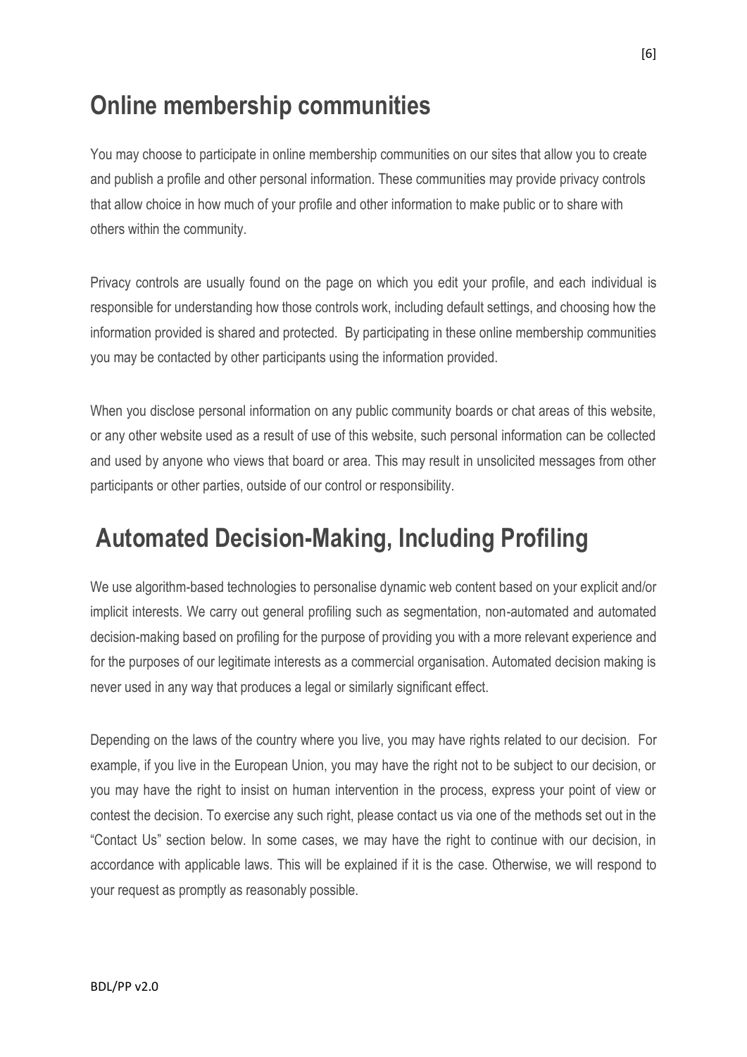## Online membership communities

You may choose to participate in online membership communities on our sites that allow you to create and publish a profile and other personal information. These communities may provide privacy controls that allow choice in how much of your profile and other information to make public or to share with others within the community.

Privacy controls are usually found on the page on which you edit your profile, and each individual is responsible for understanding how those controls work, including default settings, and choosing how the information provided is shared and protected. By participating in these online membership communities you may be contacted by other participants using the information provided.

When you disclose personal information on any public community boards or chat areas of this website, or any other website used as a result of use of this website, such personal information can be collected and used by anyone who views that board or area. This may result in unsolicited messages from other participants or other parties, outside of our control or responsibility.

## Automated Decision-Making, Including Profiling

We use algorithm-based technologies to personalise dynamic web content based on your explicit and/or implicit interests. We carry out general profiling such as segmentation, non-automated and automated decision-making based on profiling for the purpose of providing you with a more relevant experience and for the purposes of our legitimate interests as a commercial organisation. Automated decision making is never used in any way that produces a legal or similarly significant effect.

Depending on the laws of the country where you live, you may have rights related to our decision. For example, if you live in the European Union, you may have the right not to be subject to our decision, or you may have the right to insist on human intervention in the process, express your point of view or contest the decision. To exercise any such right, please contact us via one of the methods set out in the "Contact Us" section below. In some cases, we may have the right to continue with our decision, in accordance with applicable laws. This will be explained if it is the case. Otherwise, we will respond to your request as promptly as reasonably possible.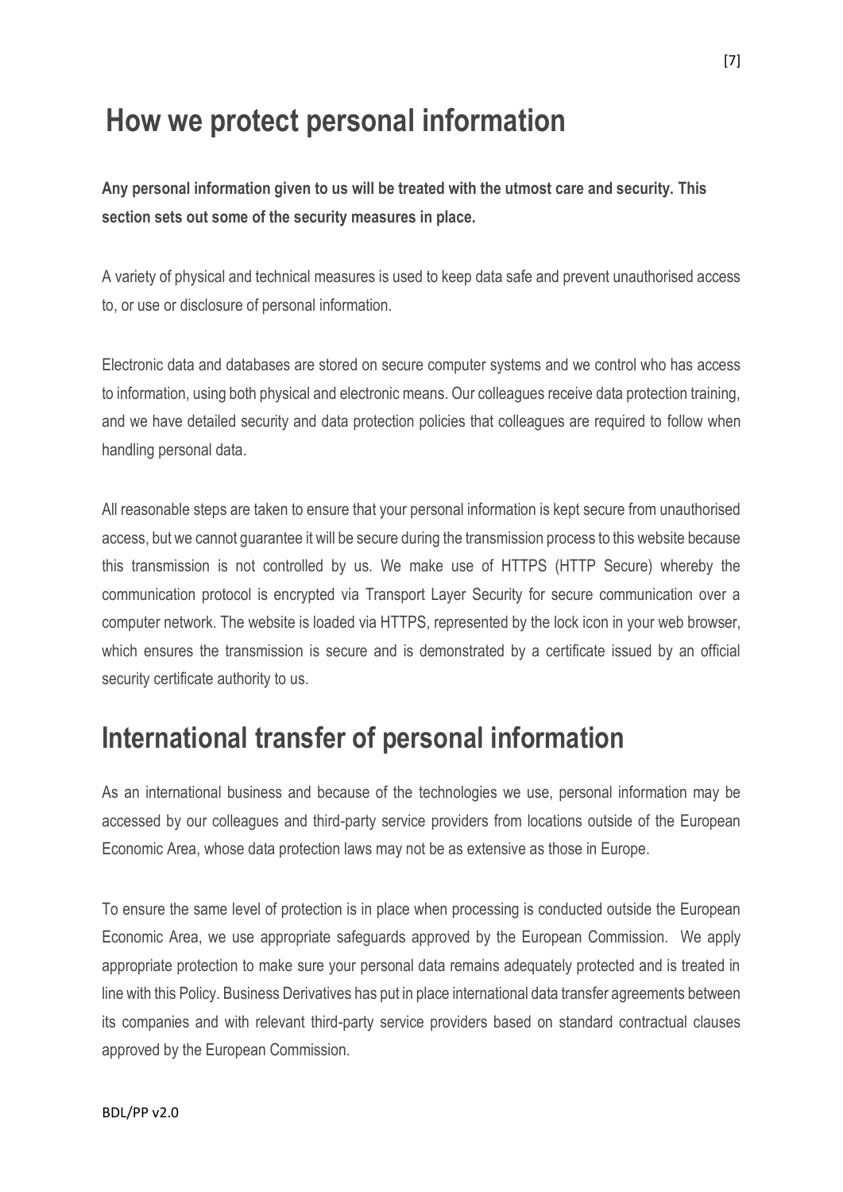# How we protect personal information

**Any personal information given to us will be treated with the utmost care and security. This section sets out some of the security measures in place.**

A variety of physical and technical measures is used to keep data safe and prevent unauthorised access to, or use or disclosure of personal information.

Electronic data and databases are stored on secure computer systems and we control who has access to information, using both physical and electronic means. Our colleagues receive data protection training, and we have detailed security and data protection policies that colleagues are required to follow when handling personal data.

All reasonable steps are taken to ensure that your personal information is kept secure from unauthorised access, but we cannot guarantee it will be secure during the transmission process to this website because this transmission is not controlled by us. We make use of HTTPS (HTTP Secure) whereby the communication protocol is encrypted via Transport Layer Security for secure communication over a computer network. The website is loaded via HTTPS, represented by the lock icon in your web browser, which ensures the transmission is secure and is demonstrated by a certificate issued by an official security certificate authority to us.

# International transfer of personal information

As an international business and because of the technologies we use, personal information may be accessed by our colleagues and third-party service providers from locations outside of the European Economic Area, whose data protection laws may not be as extensive as those in Europe.

To ensure the same level of protection is in place when processing is conducted outside the European Economic Area, we use appropriate safeguards approved by the European Commission. We apply appropriate protection to make sure your personal data remains adequately protected and is treated in line with this Policy. Business Derivatives has put in place international data transfer agreements between its companies and with relevant third-party service providers based on standard contractual clauses approved by the European Commission.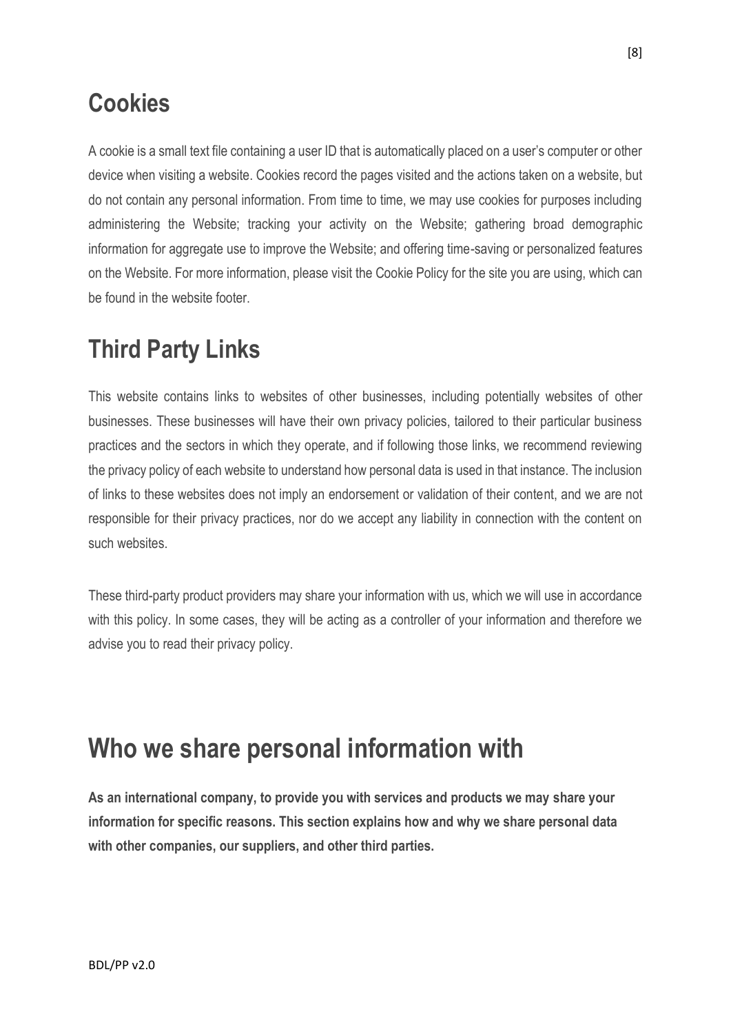## Cookies

A cookie is a small text file containing a user ID that is automatically placed on a user's computer or other device when visiting a website. Cookies record the pages visited and the actions taken on a website, but do not contain any personal information. From time to time, we may use cookies for purposes including administering the Website; tracking your activity on the Website; gathering broad demographic information for aggregate use to improve the Website; and offering time-saving or personalized features on the Website. For more information, please visit the Cookie Policy for the site you are using, which can be found in the website footer.

## Third Party Links

This website contains links to websites of other businesses, including potentially websites of other businesses. These businesses will have their own privacy policies, tailored to their particular business practices and the sectors in which they operate, and if following those links, we recommend reviewing the privacy policy of each website to understand how personal data is used in that instance. The inclusion of links to these websites does not imply an endorsement or validation of their content, and we are not responsible for their privacy practices, nor do we accept any liability in connection with the content on such websites.

These third-party product providers may share your information with us, which we will use in accordance with this policy. In some cases, they will be acting as a controller of your information and therefore we advise you to read their privacy policy.

# Who we share personal information with

**As an international company, to provide you with services and products we may share your information for specific reasons. This section explains how and why we share personal data with other companies, our suppliers, and other third parties.**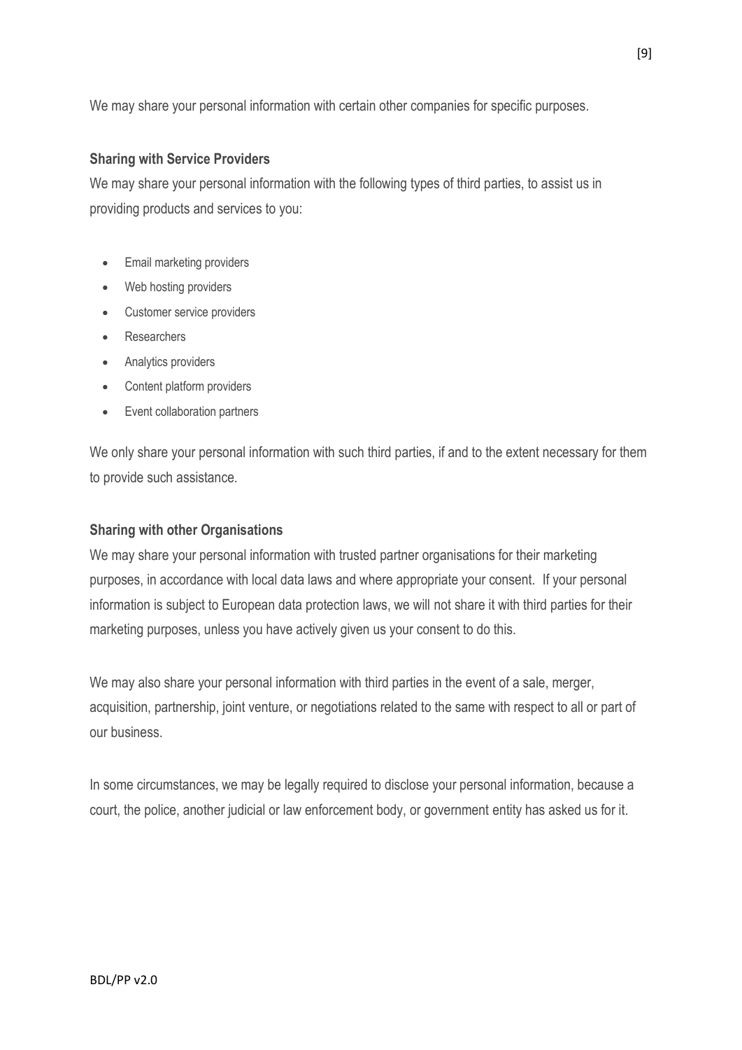We may share your personal information with certain other companies for specific purposes.

**Sharing with Service Providers**

We may share your personal information with the following types of third parties, to assist us in providing products and services to you:

- Email marketing providers
- Web hosting providers
- Customer service providers
- Researchers
- Analytics providers
- Content platform providers
- Event collaboration partners

We only share your personal information with such third parties, if and to the extent necessary for them to provide such assistance.

**Sharing with other Organisations**

We may share your personal information with trusted partner organisations for their marketing purposes, in accordance with local data laws and where appropriate your consent. If your personal information is subject to European data protection laws, we will not share it with third parties for their marketing purposes, unless you have actively given us your consent to do this.

We may also share your personal information with third parties in the event of a sale, merger, acquisition, partnership, joint venture, or negotiations related to the same with respect to all or part of our business.

In some circumstances, we may be legally required to disclose your personal information, because a court, the police, another judicial or law enforcement body, or government entity has asked us for it.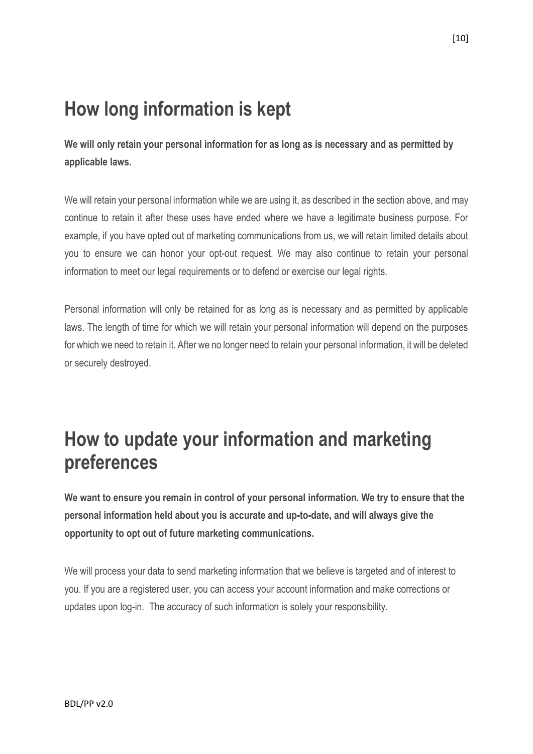## How long information is kept

**We will only retain your personal information for as long as is necessary and as permitted by applicable laws.**

We will retain your personal information while we are using it, as described in the section above, and may continue to retain it after these uses have ended where we have a legitimate business purpose. For example, if you have opted out of marketing communications from us, we will retain limited details about you to ensure we can honor your opt-out request. We may also continue to retain your personal information to meet our legal requirements or to defend or exercise our legal rights.

Personal information will only be retained for as long as is necessary and as permitted by applicable laws. The length of time for which we will retain your personal information will depend on the purposes for which we need to retain it. After we no longer need to retain your personal information, it will be deleted or securely destroyed.

## How to update your information and marketing preferences

**We want to ensure you remain in control of your personal information. We try to ensure that the personal information held about you is accurate and up-to-date, and will always give the opportunity to opt out of future marketing communications.**

We will process your data to send marketing information that we believe is targeted and of interest to you. If you are a registered user, you can access your account information and make corrections or updates upon log-in. The accuracy of such information is solely your responsibility.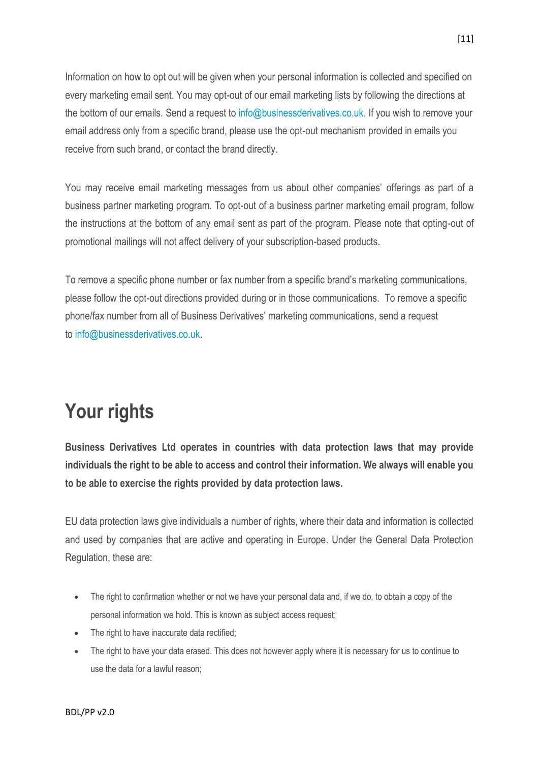Information on how to opt out will be given when your personal information is collected and specified on every marketing email sent. You may opt-out of our email marketing lists by following the directions at the bottom of our emails. Send a request to info@businessderivatives.co.uk. If you wish to remove your email address only from a specific brand, please use the opt-out mechanism provided in emails you receive from such brand, or contact the brand directly.

You may receive email marketing messages from us about other companies' offerings as part of a business partner marketing program. To opt-out of a business partner marketing email program, follow the instructions at the bottom of any email sent as part of the program. Please note that opting-out of promotional mailings will not affect delivery of your subscription-based products.

To remove a specific phone number or fax number from a specific brand's marketing communications, please follow the opt-out directions provided during or in those communications. To remove a specific phone/fax number from all of Business Derivatives' marketing communications, send a request to info@businessderivatives.co.uk.

# Your rights

**Business Derivatives Ltd operates in countries with data protection laws that may provide individuals the right to be able to access and control their information. We always will enable you to be able to exercise the rights provided by data protection laws.**

EU data protection laws give individuals a number of rights, where their data and information is collected and used by companies that are active and operating in Europe. Under the General Data Protection Regulation, these are:

- The right to confirmation whether or not we have your personal data and, if we do, to obtain a copy of the personal information we hold. This is known as subject access request;
- The right to have inaccurate data rectified;
- The right to have your data erased. This does not however apply where it is necessary for us to continue to use the data for a lawful reason;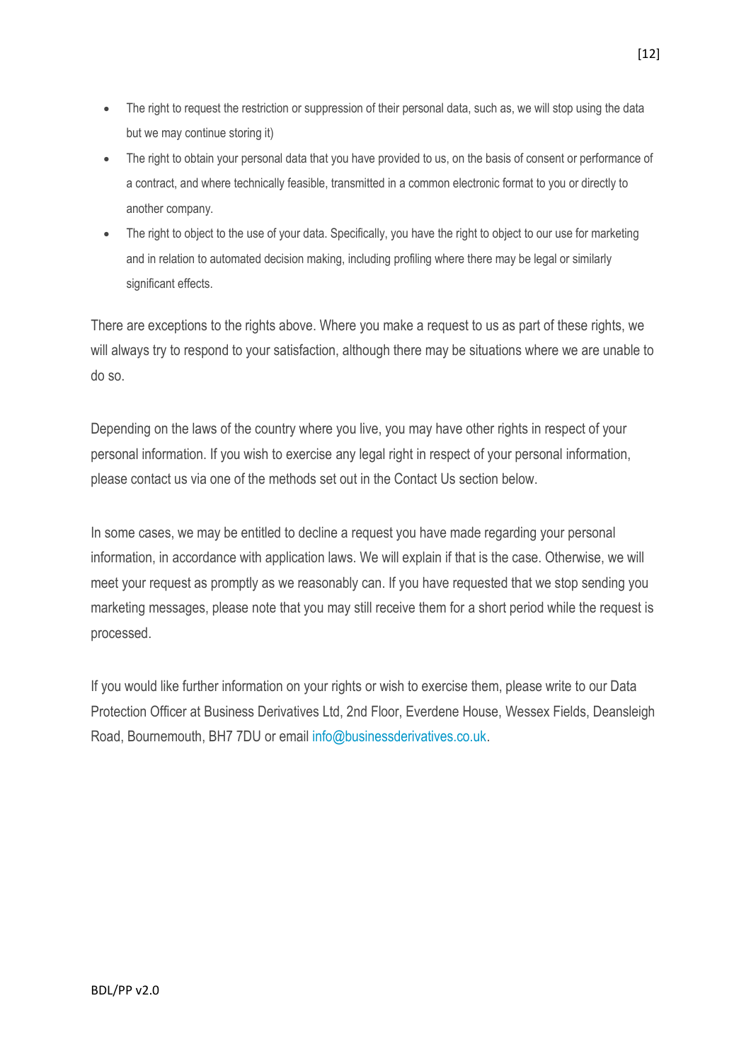- The right to request the restriction or suppression of their personal data, such as, we will stop using the data but we may continue storing it)
- The right to obtain your personal data that you have provided to us, on the basis of consent or performance of a contract, and where technically feasible, transmitted in a common electronic format to you or directly to another company.
- The right to object to the use of your data. Specifically, you have the right to object to our use for marketing and in relation to automated decision making, including profiling where there may be legal or similarly significant effects.

There are exceptions to the rights above. Where you make a request to us as part of these rights, we will always try to respond to your satisfaction, although there may be situations where we are unable to do so.

Depending on the laws of the country where you live, you may have other rights in respect of your personal information. If you wish to exercise any legal right in respect of your personal information, please contact us via one of the methods set out in the Contact Us section below.

In some cases, we may be entitled to decline a request you have made regarding your personal information, in accordance with application laws. We will explain if that is the case. Otherwise, we will meet your request as promptly as we reasonably can. If you have requested that we stop sending you marketing messages, please note that you may still receive them for a short period while the request is processed.

If you would like further information on your rights or wish to exercise them, please write to our Data Protection Officer at Business Derivatives Ltd, 2nd Floor, Everdene House, Wessex Fields, Deansleigh Road, Bournemouth, BH7 7DU or email info@businessderivatives.co.uk.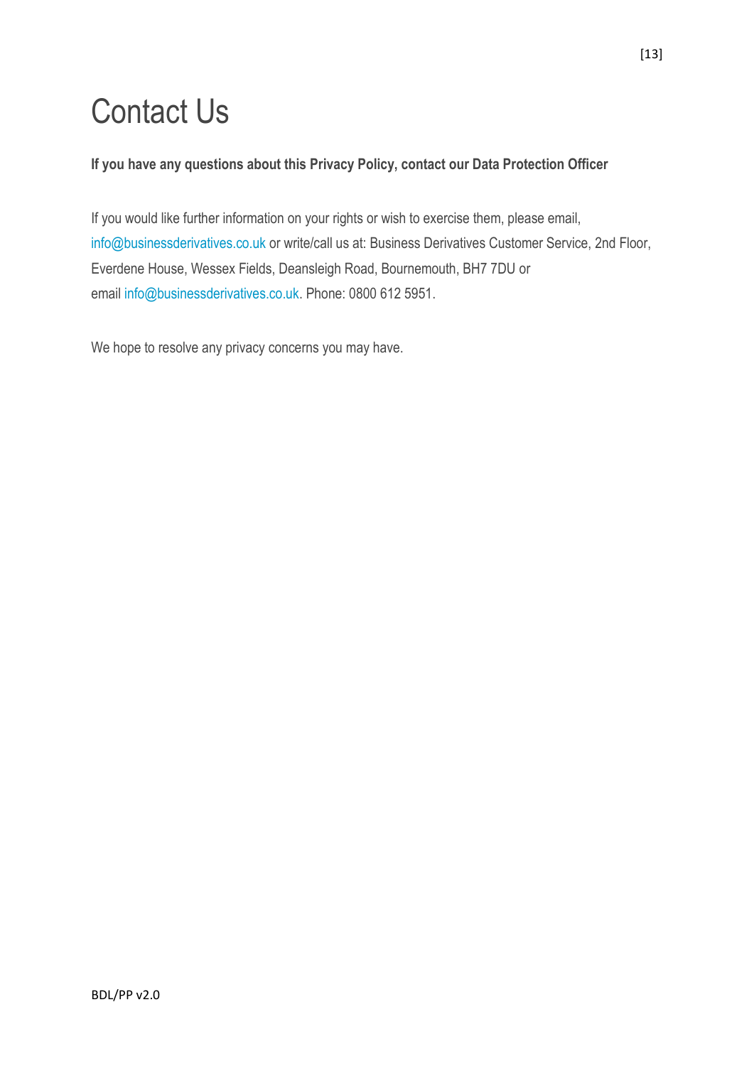# Contact Us

**If you have any questions about this Privacy Policy, contact our Data Protection Officer**

If you would like further information on your rights or wish to exercise them, please email, info@businessderivatives.co.uk or write/call us at: Business Derivatives Customer Service, 2nd Floor, Everdene House, Wessex Fields, Deansleigh Road, Bournemouth, BH7 7DU or email info@businessderivatives.co.uk. Phone: 0800 612 5951.

We hope to resolve any privacy concerns you may have.

BDL/PP v2.0